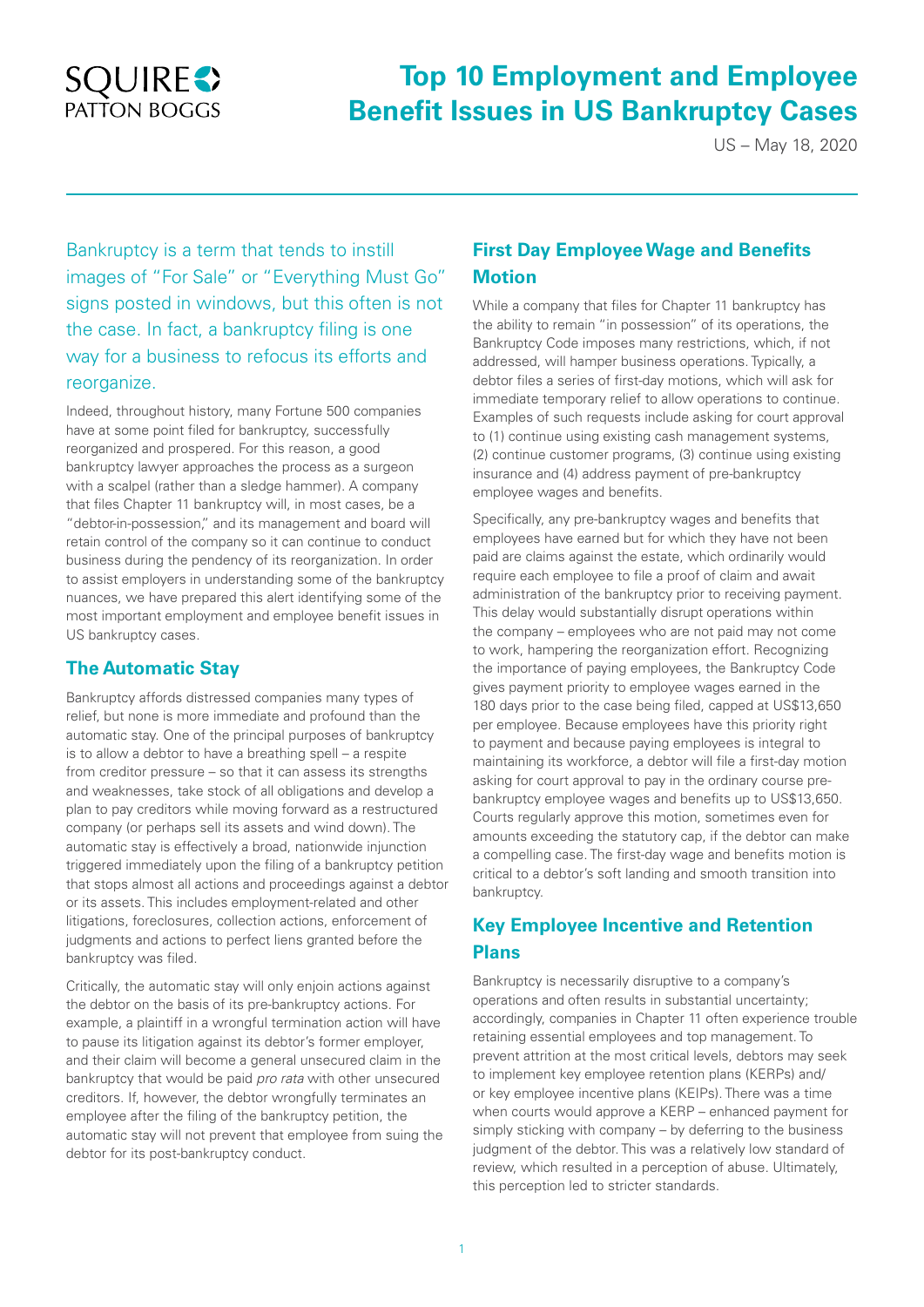# Top 10 Employment and Employee Benefit Issues in US Bankruptcy Cases

US – May 18, 2020

Bankruptcy is a term that tends to instill images of "For Sale" or "Everything Must Go" signs posted in windows, but this often is not the case. In fact, a bankruptcy filing is one way for a business to refocus its efforts and reorganize.

Indeed, throughout history, many Fortune 500 companies have at some point filed for bankruptcy, successfully reorganized and prospered. For this reason, a good bankruptcy lawyer approaches the process as a surgeon with a scalpel (rather than a sledge hammer). A company that files Chapter 11 bankruptcy will, in most cases, be a "debtor-in-possession," and its management and board will retain control of the company so it can continue to conduct business during the pendency of its reorganization. In order to assist employers in understanding some of the bankruptcy nuances, we have prepared this alert identifying some of the most important employment and employee benefit issues in US bankruptcy cases.

## The Automatic Stay

Bankruptcy affords distressed companies many types of relief, but none is more immediate and profound than the automatic stay. One of the principal purposes of bankruptcy is to allow a debtor to have a breathing spell – a respite from creditor pressure – so that it can assess its strengths and weaknesses, take stock of all obligations and develop a plan to pay creditors while moving forward as a restructured company (or perhaps sell its assets and wind down). The automatic stay is effectively a broad, nationwide injunction triggered immediately upon the filing of a bankruptcy petition that stops almost all actions and proceedings against a debtor or its assets. This includes employment-related and other litigations, foreclosures, collection actions, enforcement of judgments and actions to perfect liens granted before the bankruptcy was filed.

Critically, the automatic stay will only enjoin actions against the debtor on the basis of its pre-bankruptcy actions. For example, a plaintiff in a wrongful termination action will have to pause its litigation against its debtor's former employer, and their claim will become a general unsecured claim in the bankruptcy that would be paid *pro rata* with other unsecured creditors. If, however, the debtor wrongfully terminates an employee after the filing of the bankruptcy petition, the automatic stay will not prevent that employee from suing the debtor for its post-bankruptcy conduct.

## First Day Employee Wage and Benefits Motion

While a company that files for Chapter 11 bankruptcy has the ability to remain "in possession" of its operations, the Bankruptcy Code imposes many restrictions, which, if not addressed, will hamper business operations. Typically, a debtor files a series of first-day motions, which will ask for immediate temporary relief to allow operations to continue. Examples of such requests include asking for court approval to (1) continue using existing cash management systems, (2) continue customer programs, (3) continue using existing insurance and (4) address payment of pre-bankruptcy employee wages and benefits.

Specifically, any pre-bankruptcy wages and benefits that employees have earned but for which they have not been paid are claims against the estate, which ordinarily would require each employee to file a proof of claim and await administration of the bankruptcy prior to receiving payment. This delay would substantially disrupt operations within the company – employees who are not paid may not come to work, hampering the reorganization effort. Recognizing the importance of paying employees, the Bankruptcy Code gives payment priority to employee wages earned in the 180 days prior to the case being filed, capped at US$13,650 per employee. Because employees have this priority right to payment and because paying employees is integral to maintaining its workforce, a debtor will file a first-day motion asking for court approval to pay in the ordinary course pre-bankruptcy employee wages and benefits up to US$13,650. Courts regularly approve this motion, sometimes even for amounts exceeding the statutory cap, if the debtor can make a compelling case. The first-day wage and benefits motion is critical to a debtor's soft landing and smooth transition into bankruptcy.

## Key Employee Incentive and Retention Plans

Bankruptcy is necessarily disruptive to a company's operations and often results in substantial uncertainty; accordingly, companies in Chapter 11 often experience trouble retaining essential employees and top management. To prevent attrition at the most critical levels, debtors may seek to implement key employee retention plans (KERPs) and/or key employee incentive plans (KEIPs). There was a time when courts would approve a KERP – enhanced payment for simply sticking with company – by deferring to the business judgment of the debtor. This was a relatively low standard of review, which resulted in a perception of abuse. Ultimately, this perception led to stricter standards.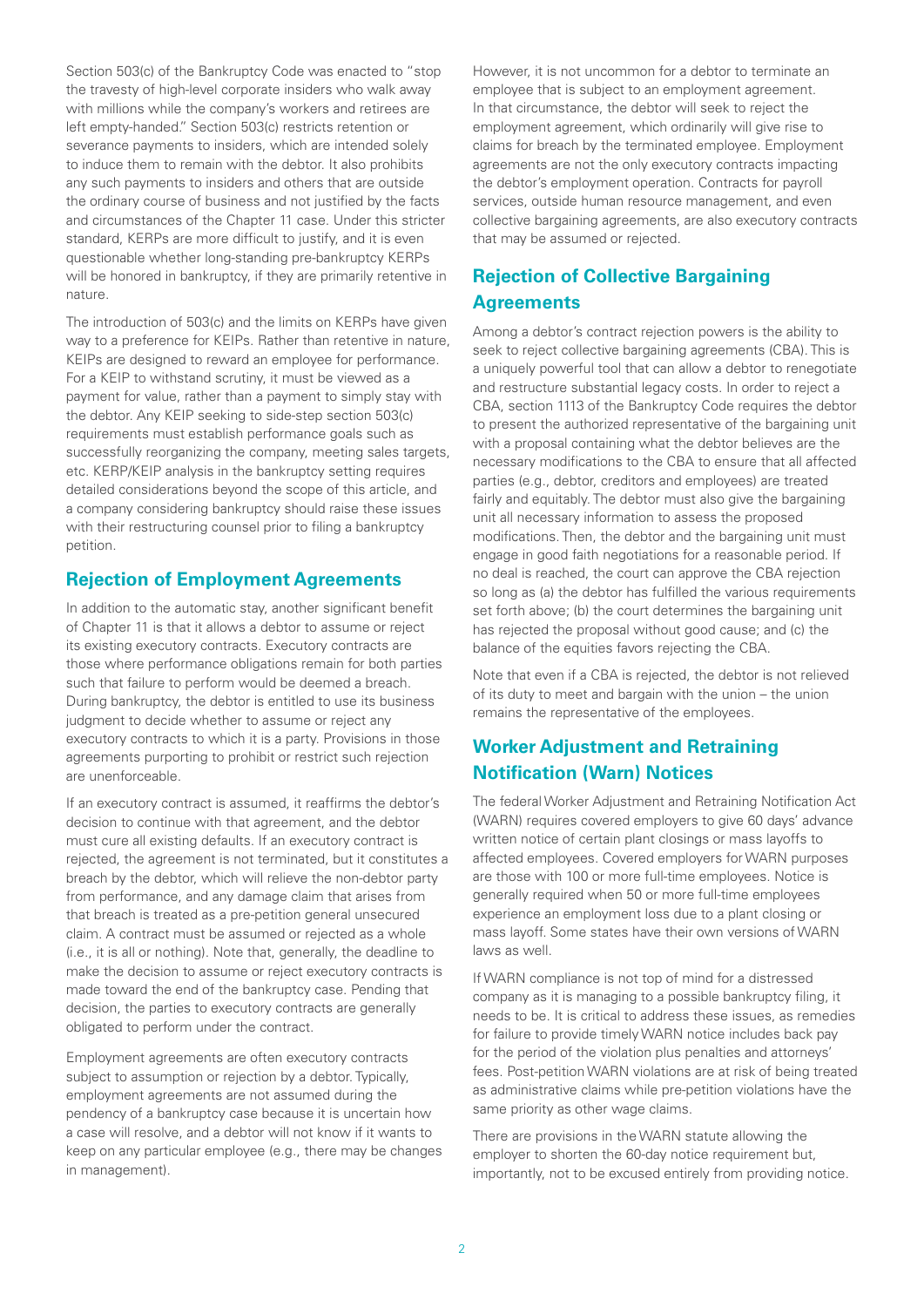Section 503(c) of the Bankruptcy Code was enacted to "stop the travesty of high-level corporate insiders who walk away with millions while the company's workers and retirees are left empty-handed." Section 503(c) restricts retention or severance payments to insiders, which are intended solely to induce them to remain with the debtor. It also prohibits any such payments to insiders and others that are outside the ordinary course of business and not justified by the facts and circumstances of the Chapter 11 case. Under this stricter standard, KERPs are more difficult to justify, and it is even questionable whether long-standing pre-bankruptcy KERPs will be honored in bankruptcy, if they are primarily retentive in nature.

The introduction of 503(c) and the limits on KERPs have given way to a preference for KEIPs. Rather than retentive in nature, KEIPs are designed to reward an employee for performance. For a KEIP to withstand scrutiny, it must be viewed as a payment for value, rather than a payment to simply stay with the debtor. Any KEIP seeking to side-step section 503(c) requirements must establish performance goals such as successfully reorganizing the company, meeting sales targets, etc. KERP/KEIP analysis in the bankruptcy setting requires detailed considerations beyond the scope of this article, and a company considering bankruptcy should raise these issues with their restructuring counsel prior to filing a bankruptcy petition.

## Rejection of Employment Agreements

In addition to the automatic stay, another significant benefit of Chapter 11 is that it allows a debtor to assume or reject its existing executory contracts. Executory contracts are those where performance obligations remain for both parties such that failure to perform would be deemed a breach. During bankruptcy, the debtor is entitled to use its business judgment to decide whether to assume or reject any executory contracts to which it is a party. Provisions in those agreements purporting to prohibit or restrict such rejection are unenforceable.

If an executory contract is assumed, it reaffirms the debtor's decision to continue with that agreement, and the debtor must cure all existing defaults. If an executory contract is rejected, the agreement is not terminated, but it constitutes a breach by the debtor, which will relieve the non-debtor party from performance, and any damage claim that arises from that breach is treated as a pre-petition general unsecured claim. A contract must be assumed or rejected as a whole (i.e., it is all or nothing). Note that, generally, the deadline to make the decision to assume or reject executory contracts is made toward the end of the bankruptcy case. Pending that decision, the parties to executory contracts are generally obligated to perform under the contract.

Employment agreements are often executory contracts subject to assumption or rejection by a debtor. Typically, employment agreements are not assumed during the pendency of a bankruptcy case because it is uncertain how a case will resolve, and a debtor will not know if it wants to keep on any particular employee (e.g., there may be changes in management).

However, it is not uncommon for a debtor to terminate an employee that is subject to an employment agreement. In that circumstance, the debtor will seek to reject the employment agreement, which ordinarily will give rise to claims for breach by the terminated employee. Employment agreements are not the only executory contracts impacting the debtor's employment operation. Contracts for payroll services, outside human resource management, and even collective bargaining agreements, are also executory contracts that may be assumed or rejected.

## Rejection of Collective Bargaining Agreements

Among a debtor's contract rejection powers is the ability to seek to reject collective bargaining agreements (CBA). This is a uniquely powerful tool that can allow a debtor to renegotiate and restructure substantial legacy costs. In order to reject a CBA, section 1113 of the Bankruptcy Code requires the debtor to present the authorized representative of the bargaining unit with a proposal containing what the debtor believes are the necessary modifications to the CBA to ensure that all affected parties (e.g., debtor, creditors and employees) are treated fairly and equitably. The debtor must also give the bargaining unit all necessary information to assess the proposed modifications. Then, the debtor and the bargaining unit must engage in good faith negotiations for a reasonable period. If no deal is reached, the court can approve the CBA rejection so long as (a) the debtor has fulfilled the various requirements set forth above; (b) the court determines the bargaining unit has rejected the proposal without good cause; and (c) the balance of the equities favors rejecting the CBA.

Note that even if a CBA is rejected, the debtor is not relieved of its duty to meet and bargain with the union – the union remains the representative of the employees.

## Worker Adjustment and Retraining Notification (Warn) Notices

The federal Worker Adjustment and Retraining Notification Act (WARN) requires covered employers to give 60 days' advance written notice of certain plant closings or mass layoffs to affected employees. Covered employers for WARN purposes are those with 100 or more full-time employees. Notice is generally required when 50 or more full-time employees experience an employment loss due to a plant closing or mass layoff. Some states have their own versions of WARN laws as well.

If WARN compliance is not top of mind for a distressed company as it is managing to a possible bankruptcy filing, it needs to be. It is critical to address these issues, as remedies for failure to provide timely WARN notice includes back pay for the period of the violation plus penalties and attorneys' fees. Post-petition WARN violations are at risk of being treated as administrative claims while pre-petition violations have the same priority as other wage claims.

There are provisions in the WARN statute allowing the employer to shorten the 60-day notice requirement but, importantly, not to be excused entirely from providing notice.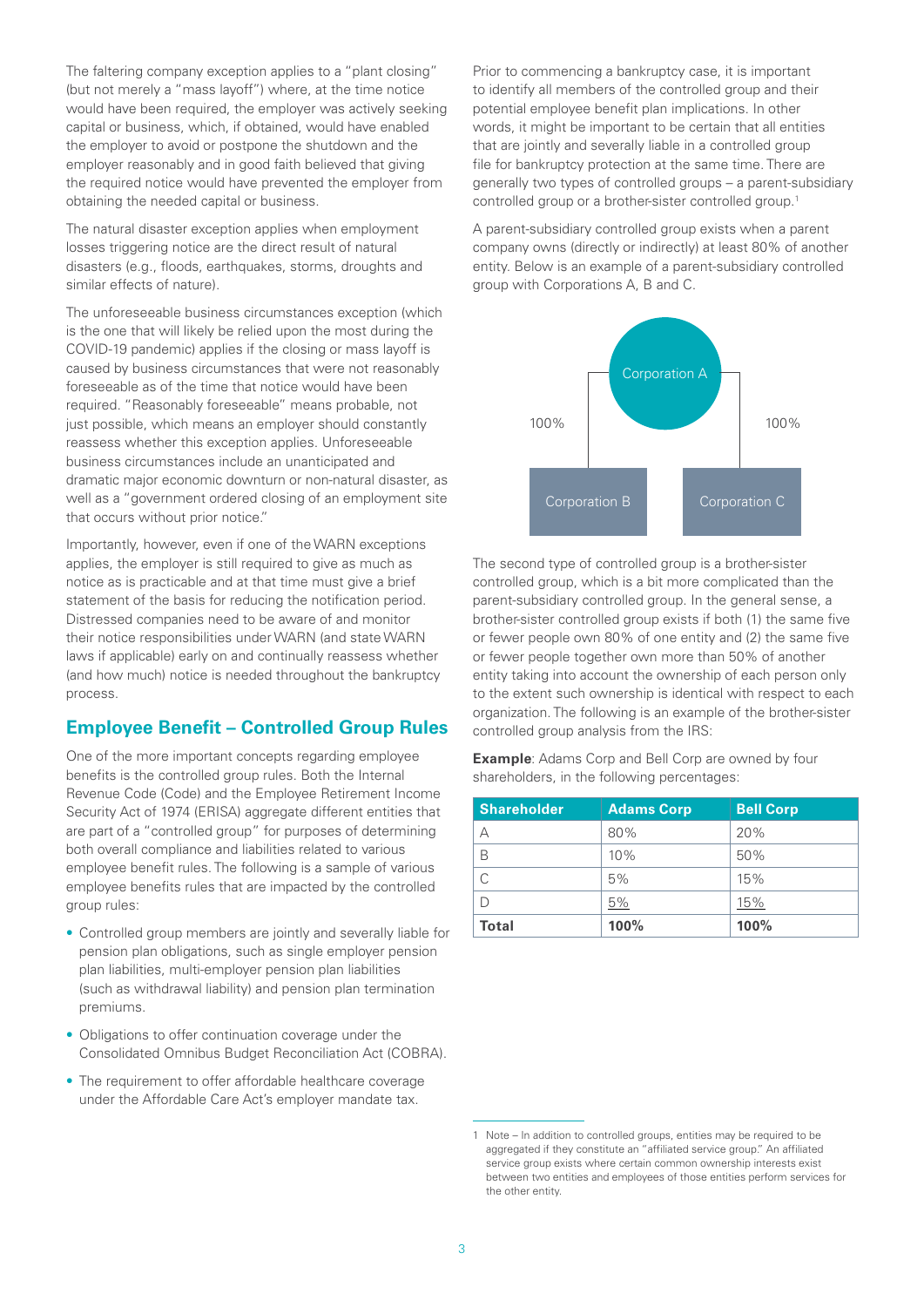The faltering company exception applies to a "plant closing" (but not merely a "mass layoff") where, at the time notice would have been required, the employer was actively seeking capital or business, which, if obtained, would have enabled the employer to avoid or postpone the shutdown and the employer reasonably and in good faith believed that giving the required notice would have prevented the employer from obtaining the needed capital or business.

The natural disaster exception applies when employment losses triggering notice are the direct result of natural disasters (e.g., floods, earthquakes, storms, droughts and similar effects of nature).

The unforeseeable business circumstances exception (which is the one that will likely be relied upon the most during the COVID-19 pandemic) applies if the closing or mass layoff is caused by business circumstances that were not reasonably foreseeable as of the time that notice would have been required. "Reasonably foreseeable" means probable, not just possible, which means an employer should constantly reassess whether this exception applies. Unforeseeable business circumstances include an unanticipated and dramatic major economic downturn or non-natural disaster, as well as a "government ordered closing of an employment site that occurs without prior notice."

Importantly, however, even if one of the WARN exceptions applies, the employer is still required to give as much as notice as is practicable and at that time must give a brief statement of the basis for reducing the notification period. Distressed companies need to be aware of and monitor their notice responsibilities under WARN (and state WARN laws if applicable) early on and continually reassess whether (and how much) notice is needed throughout the bankruptcy process.

## Employee Benefit – Controlled Group Rules

One of the more important concepts regarding employee benefits is the controlled group rules. Both the Internal Revenue Code (Code) and the Employee Retirement Income Security Act of 1974 (ERISA) aggregate different entities that are part of a "controlled group" for purposes of determining both overall compliance and liabilities related to various employee benefit rules. The following is a sample of various employee benefits rules that are impacted by the controlled group rules:

- Controlled group members are jointly and severally liable for pension plan obligations, such as single employer pension plan liabilities, multi-employer pension plan liabilities (such as withdrawal liability) and pension plan termination premiums.
- Obligations to offer continuation coverage under the Consolidated Omnibus Budget Reconciliation Act (COBRA).
- The requirement to offer affordable healthcare coverage under the Affordable Care Act's employer mandate tax.

Prior to commencing a bankruptcy case, it is important to identify all members of the controlled group and their potential employee benefit plan implications. In other words, it might be important to be certain that all entities that are jointly and severally liable in a controlled group file for bankruptcy protection at the same time. There are generally two types of controlled groups – a parent-subsidiary controlled group or a brother-sister controlled group.[1]

A parent-subsidiary controlled group exists when a parent company owns (directly or indirectly) at least 80% of another entity. Below is an example of a parent-subsidiary controlled group with Corporations A, B and C.

Corporation A

100% — Corporation B

100% — Corporation C

The second type of controlled group is a brother-sister controlled group, which is a bit more complicated than the parent-subsidiary controlled group. In the general sense, a brother-sister controlled group exists if both (1) the same five or fewer people own 80% of one entity and (2) the same five or fewer people together own more than 50% of another entity taking into account the ownership of each person only to the extent such ownership is identical with respect to each organization. The following is an example of the brother-sister controlled group analysis from the IRS:

**Example**: Adams Corp and Bell Corp are owned by four shareholders, in the following percentages:

| Shareholder | Adams Corp | Bell Corp |
|---|---|---|
| A | 80% | 20% |
| B | 10% | 50% |
| C | 5% | 15% |
| D | 5% | 15% |
| **Total** | **100%** | **100%** |

[1] Note – In addition to controlled groups, entities may be required to be aggregated if they constitute an "affiliated service group." An affiliated service group exists where certain common ownership interests exist between two entities and employees of those entities perform services for the other entity.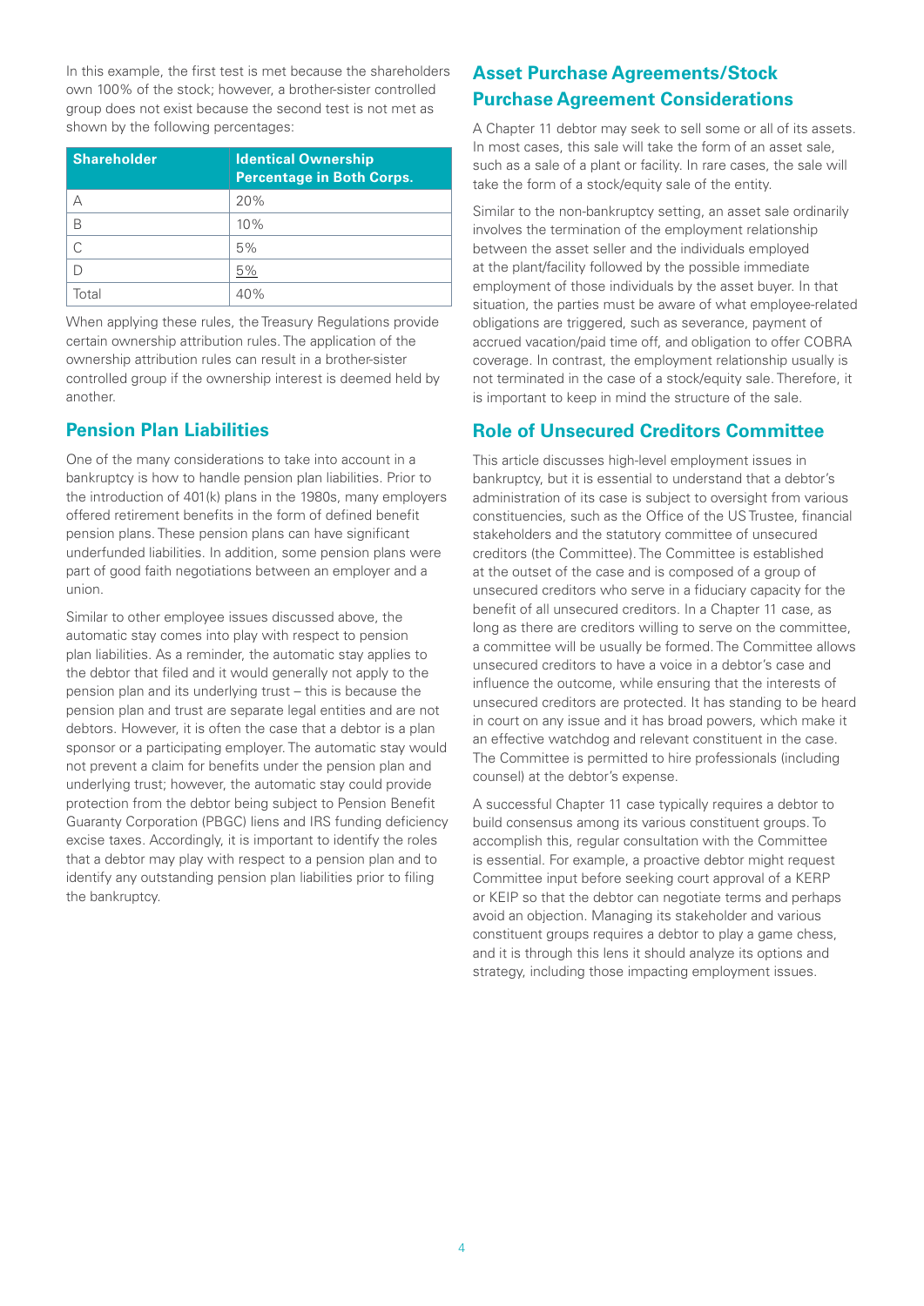In this example, the first test is met because the shareholders own 100% of the stock; however, a brother-sister controlled group does not exist because the second test is not met as shown by the following percentages:

| Shareholder | Identical Ownership Percentage in Both Corps. |
|---|---|
| A | 20% |
| B | 10% |
| C | 5% |
| D | 5% |
| Total | 40% |

When applying these rules, the Treasury Regulations provide certain ownership attribution rules. The application of the ownership attribution rules can result in a brother-sister controlled group if the ownership interest is deemed held by another.

## Pension Plan Liabilities

One of the many considerations to take into account in a bankruptcy is how to handle pension plan liabilities. Prior to the introduction of 401(k) plans in the 1980s, many employers offered retirement benefits in the form of defined benefit pension plans. These pension plans can have significant underfunded liabilities. In addition, some pension plans were part of good faith negotiations between an employer and a union.

Similar to other employee issues discussed above, the automatic stay comes into play with respect to pension plan liabilities. As a reminder, the automatic stay applies to the debtor that filed and it would generally not apply to the pension plan and its underlying trust – this is because the pension plan and trust are separate legal entities and are not debtors. However, it is often the case that a debtor is a plan sponsor or a participating employer. The automatic stay would not prevent a claim for benefits under the pension plan and underlying trust; however, the automatic stay could provide protection from the debtor being subject to Pension Benefit Guaranty Corporation (PBGC) liens and IRS funding deficiency excise taxes. Accordingly, it is important to identify the roles that a debtor may play with respect to a pension plan and to identify any outstanding pension plan liabilities prior to filing the bankruptcy.

## Asset Purchase Agreements/Stock Purchase Agreement Considerations

A Chapter 11 debtor may seek to sell some or all of its assets. In most cases, this sale will take the form of an asset sale, such as a sale of a plant or facility. In rare cases, the sale will take the form of a stock/equity sale of the entity.

Similar to the non-bankruptcy setting, an asset sale ordinarily involves the termination of the employment relationship between the asset seller and the individuals employed at the plant/facility followed by the possible immediate employment of those individuals by the asset buyer. In that situation, the parties must be aware of what employee-related obligations are triggered, such as severance, payment of accrued vacation/paid time off, and obligation to offer COBRA coverage. In contrast, the employment relationship usually is not terminated in the case of a stock/equity sale. Therefore, it is important to keep in mind the structure of the sale.

## Role of Unsecured Creditors Committee

This article discusses high-level employment issues in bankruptcy, but it is essential to understand that a debtor's administration of its case is subject to oversight from various constituencies, such as the Office of the US Trustee, financial stakeholders and the statutory committee of unsecured creditors (the Committee). The Committee is established at the outset of the case and is composed of a group of unsecured creditors who serve in a fiduciary capacity for the benefit of all unsecured creditors. In a Chapter 11 case, as long as there are creditors willing to serve on the committee, a committee will be usually be formed. The Committee allows unsecured creditors to have a voice in a debtor's case and influence the outcome, while ensuring that the interests of unsecured creditors are protected. It has standing to be heard in court on any issue and it has broad powers, which make it an effective watchdog and relevant constituent in the case. The Committee is permitted to hire professionals (including counsel) at the debtor's expense.

A successful Chapter 11 case typically requires a debtor to build consensus among its various constituent groups. To accomplish this, regular consultation with the Committee is essential. For example, a proactive debtor might request Committee input before seeking court approval of a KERP or KEIP so that the debtor can negotiate terms and perhaps avoid an objection. Managing its stakeholder and various constituent groups requires a debtor to play a game chess, and it is through this lens it should analyze its options and strategy, including those impacting employment issues.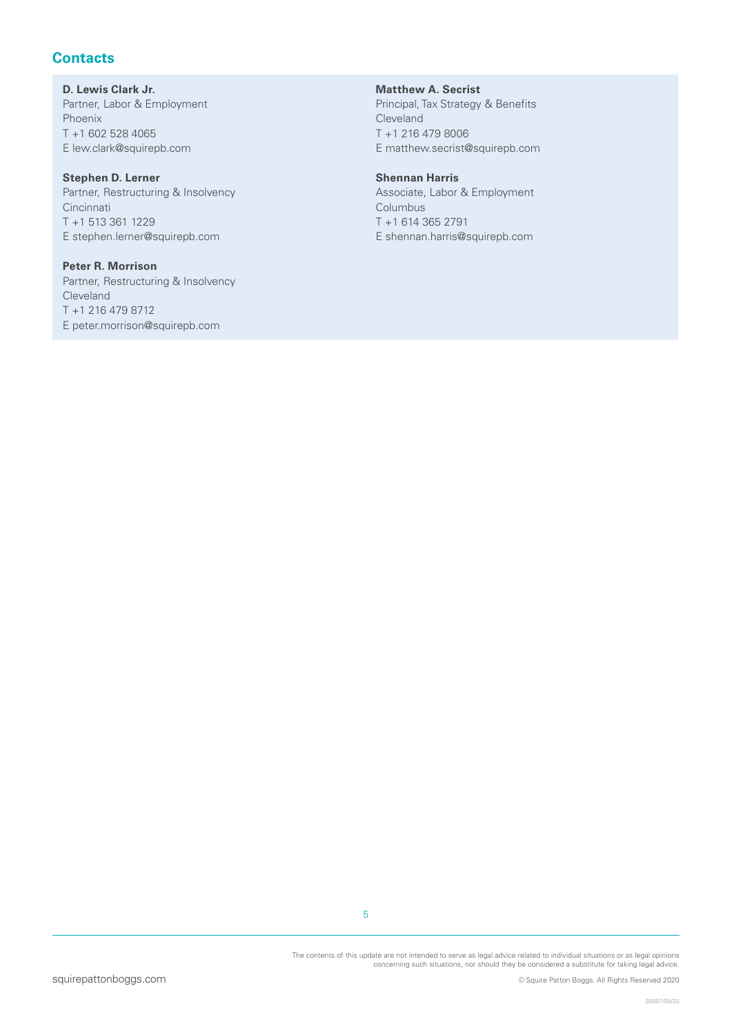## Contacts

**D. Lewis Clark Jr.**
Partner, Labor & Employment
Phoenix
T +1 602 528 4065
E lew.clark@squirepb.com

**Stephen D. Lerner**
Partner, Restructuring & Insolvency
Cincinnati
T +1 513 361 1229
E stephen.lerner@squirepb.com

**Peter R. Morrison**
Partner, Restructuring & Insolvency
Cleveland
T +1 216 479 8712
E peter.morrison@squirepb.com

**Matthew A. Secrist**
Principal, Tax Strategy & Benefits
Cleveland
T +1 216 479 8006
E matthew.secrist@squirepb.com

**Shennan Harris**
Associate, Labor & Employment
Columbus
T +1 614 365 2791
E shennan.harris@squirepb.com

The contents of this update are not intended to serve as legal advice related to individual situations or as legal opinions concerning such situations, nor should they be considered a substitute for taking legal advice.

squirepattonboggs.com

© Squire Patton Boggs. All Rights Reserved 2020

38497/05/20